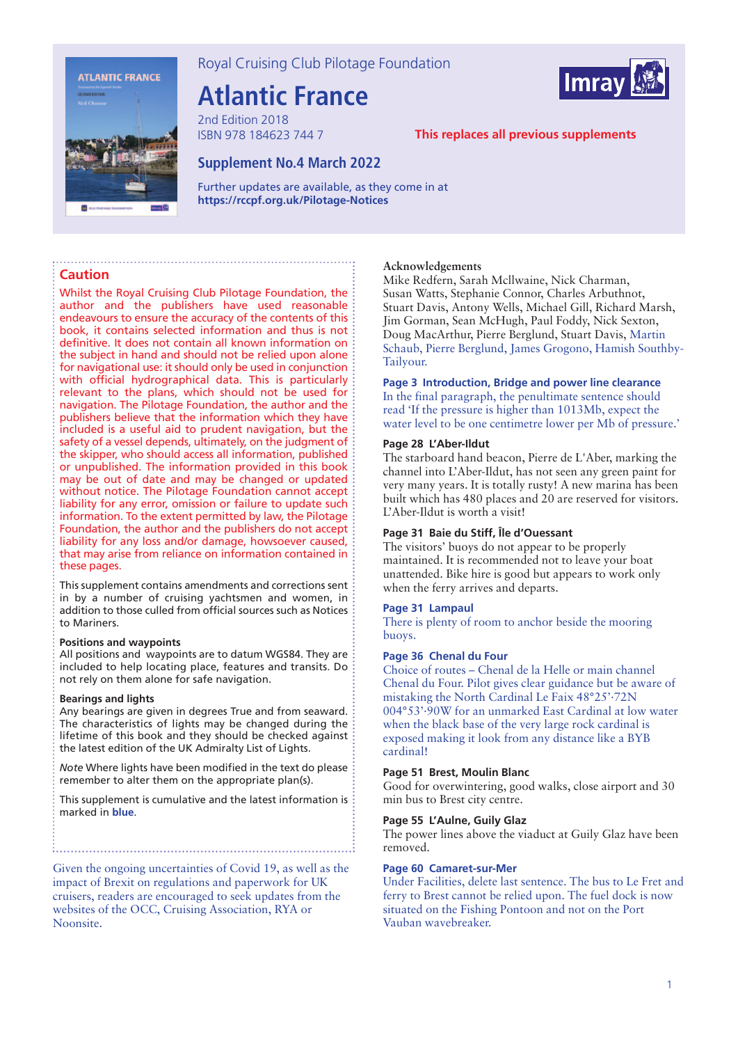Royal Cruising Club Pilotage Foundation

# Atlantic France

2nd Edition 2018
ISBN 978 184623 744 7

**This replaces all previous supplements**

## Supplement No.4 March 2022

Further updates are available, as they come in at
**https://rccpf.org.uk/Pilotage-Notices**

### Caution

Whilst the Royal Cruising Club Pilotage Foundation, the author and the publishers have used reasonable endeavours to ensure the accuracy of the contents of this book, it contains selected information and thus is not definitive. It does not contain all known information on the subject in hand and should not be relied upon alone for navigational use: it should only be used in conjunction with official hydrographical data. This is particularly relevant to the plans, which should not be used for navigation. The Pilotage Foundation, the author and the publishers believe that the information which they have included is a useful aid to prudent navigation, but the safety of a vessel depends, ultimately, on the judgment of the skipper, who should access all information, published or unpublished. The information provided in this book may be out of date and may be changed or updated without notice. The Pilotage Foundation cannot accept liability for any error, omission or failure to update such information. To the extent permitted by law, the Pilotage Foundation, the author and the publishers do not accept liability for any loss and/or damage, howsoever caused, that may arise from reliance on information contained in these pages.

This supplement contains amendments and corrections sent in by a number of cruising yachtsmen and women, in addition to those culled from official sources such as Notices to Mariners.

**Positions and waypoints**
All positions and waypoints are to datum WGS84. They are included to help locating place, features and transits. Do not rely on them alone for safe navigation.

**Bearings and lights**
Any bearings are given in degrees True and from seaward. The characteristics of lights may be changed during the lifetime of this book and they should be checked against the latest edition of the UK Admiralty List of Lights.

*Note* Where lights have been modified in the text do please remember to alter them on the appropriate plan(s).

This supplement is cumulative and the latest information is marked in **blue**.

Given the ongoing uncertainties of Covid 19, as well as the impact of Brexit on regulations and paperwork for UK cruisers, readers are encouraged to seek updates from the websites of the OCC, Cruising Association, RYA or Noonsite.

**Acknowledgements**
Mike Redfern, Sarah Mcllwaine, Nick Charman, Susan Watts, Stephanie Connor, Charles Arbuthnot, Stuart Davis, Antony Wells, Michael Gill, Richard Marsh, Jim Gorman, Sean McHugh, Paul Foddy, Nick Sexton, Doug MacArthur, Pierre Berglund, Stuart Davis, Martin Schaub, Pierre Berglund, James Grogono, Hamish Southby-Tailyour.

#### Page 3 Introduction, Bridge and power line clearance

In the final paragraph, the penultimate sentence should read 'If the pressure is higher than 1013Mb, expect the water level to be one centimetre lower per Mb of pressure.'

#### Page 28 L'Aber-Ildut

The starboard hand beacon, Pierre de L'Aber, marking the channel into L'Aber-Ildut, has not seen any green paint for very many years. It is totally rusty! A new marina has been built which has 480 places and 20 are reserved for visitors. L'Aber-Ildut is worth a visit!

#### Page 31 Baie du Stiff, Île d'Ouessant

The visitors' buoys do not appear to be properly maintained. It is recommended not to leave your boat unattended. Bike hire is good but appears to work only when the ferry arrives and departs.

#### Page 31 Lampaul

There is plenty of room to anchor beside the mooring buoys.

#### Page 36 Chenal du Four

Choice of routes – Chenal de la Helle or main channel Chenal du Four. Pilot gives clear guidance but be aware of mistaking the North Cardinal Le Faix 48°25'·72N 004°53'·90W for an unmarked East Cardinal at low water when the black base of the very large rock cardinal is exposed making it look from any distance like a BYB cardinal!

#### Page 51 Brest, Moulin Blanc

Good for overwintering, good walks, close airport and 30 min bus to Brest city centre.

#### Page 55 L'Aulne, Guily Glaz

The power lines above the viaduct at Guily Glaz have been removed.

#### Page 60 Camaret-sur-Mer

Under Facilities, delete last sentence. The bus to Le Fret and ferry to Brest cannot be relied upon. The fuel dock is now situated on the Fishing Pontoon and not on the Port Vauban wavebreaker.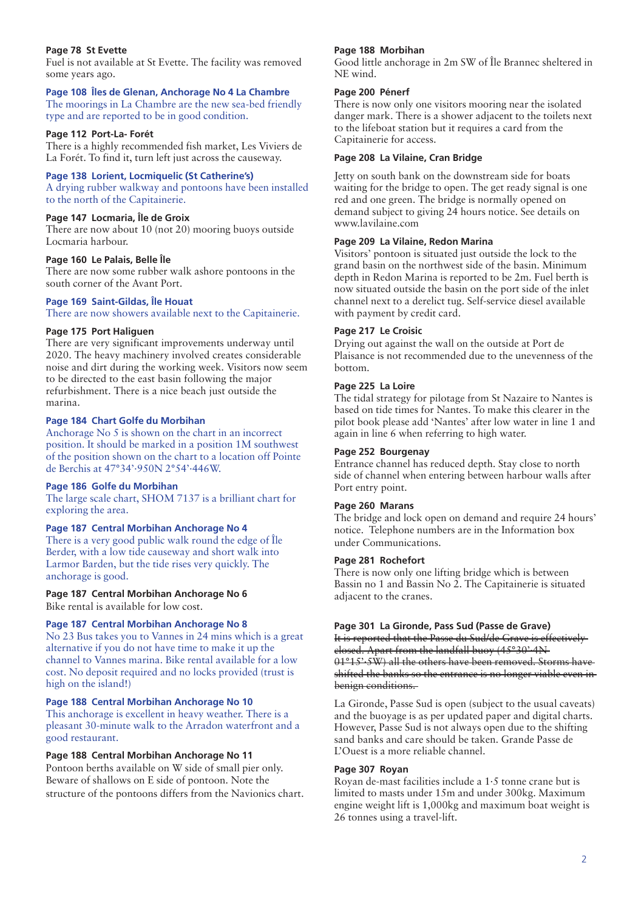**Page 78 St Evette**
Fuel is not available at St Evette. The facility was removed some years ago.

**Page 108 Îles de Glenan, Anchorage No 4 La Chambre**
The moorings in La Chambre are the new sea-bed friendly type and are reported to be in good condition.

**Page 112 Port-La- Forét**
There is a highly recommended fish market, Les Viviers de La Forét. To find it, turn left just across the causeway.

**Page 138 Lorient, Locmiquelic (St Catherine's)**
A drying rubber walkway and pontoons have been installed to the north of the Capitainerie.

**Page 147 Locmaria, Île de Groix**
There are now about 10 (not 20) mooring buoys outside Locmaria harbour.

**Page 160 Le Palais, Belle Île**
There are now some rubber walk ashore pontoons in the south corner of the Avant Port.

**Page 169 Saint-Gildas, Île Houat**
There are now showers available next to the Capitainerie.

**Page 175 Port Haliguen**
There are very significant improvements underway until 2020. The heavy machinery involved creates considerable noise and dirt during the working week. Visitors now seem to be directed to the east basin following the major refurbishment. There is a nice beach just outside the marina.

**Page 184 Chart Golfe du Morbihan**
Anchorage No 5 is shown on the chart in an incorrect position. It should be marked in a position 1M southwest of the position shown on the chart to a location off Pointe de Berchis at 47°34'·950N 2°54'·446W.

**Page 186 Golfe du Morbihan**
The large scale chart, SHOM 7137 is a brilliant chart for exploring the area.

**Page 187 Central Morbihan Anchorage No 4**
There is a very good public walk round the edge of Île Berder, with a low tide causeway and short walk into Larmor Barden, but the tide rises very quickly. The anchorage is good.

**Page 187 Central Morbihan Anchorage No 6**
Bike rental is available for low cost.

**Page 187 Central Morbihan Anchorage No 8**
No 23 Bus takes you to Vannes in 24 mins which is a great alternative if you do not have time to make it up the channel to Vannes marina. Bike rental available for a low cost. No deposit required and no locks provided (trust is high on the island!)

**Page 188 Central Morbihan Anchorage No 10**
This anchorage is excellent in heavy weather. There is a pleasant 30-minute walk to the Arradon waterfront and a good restaurant.

**Page 188 Central Morbihan Anchorage No 11**
Pontoon berths available on W side of small pier only. Beware of shallows on E side of pontoon. Note the structure of the pontoons differs from the Navionics chart.

**Page 188 Morbihan**
Good little anchorage in 2m SW of Île Brannec sheltered in NE wind.

**Page 200 Pénerf**
There is now only one visitors mooring near the isolated danger mark. There is a shower adjacent to the toilets next to the lifeboat station but it requires a card from the Capitainerie for access.

**Page 208 La Vilaine, Cran Bridge**

Jetty on south bank on the downstream side for boats waiting for the bridge to open. The get ready signal is one red and one green. The bridge is normally opened on demand subject to giving 24 hours notice. See details on www.lavilaine.com

**Page 209 La Vilaine, Redon Marina**
Visitors' pontoon is situated just outside the lock to the grand basin on the northwest side of the basin. Minimum depth in Redon Marina is reported to be 2m. Fuel berth is now situated outside the basin on the port side of the inlet channel next to a derelict tug. Self-service diesel available with payment by credit card.

**Page 217 Le Croisic**
Drying out against the wall on the outside at Port de Plaisance is not recommended due to the unevenness of the bottom.

**Page 225 La Loire**
The tidal strategy for pilotage from St Nazaire to Nantes is based on tide times for Nantes. To make this clearer in the pilot book please add 'Nantes' after low water in line 1 and again in line 6 when referring to high water.

**Page 252 Bourgenay**
Entrance channel has reduced depth. Stay close to north side of channel when entering between harbour walls after Port entry point.

**Page 260 Marans**
The bridge and lock open on demand and require 24 hours' notice. Telephone numbers are in the Information box under Communications.

**Page 281 Rochefort**
There is now only one lifting bridge which is between Bassin no 1 and Bassin No 2. The Capitainerie is situated adjacent to the cranes.

**Page 301 La Gironde, Pass Sud (Passe de Grave)**
~~It is reported that the Passe du Sud/de Grave is effectively closed. Apart from the landfall buoy (45°30'·4N 01°15'·5W) all the others have been removed. Storms have shifted the banks so the entrance is no longer viable even in benign conditions.~~

La Gironde, Passe Sud is open (subject to the usual caveats) and the buoyage is as per updated paper and digital charts. However, Passe Sud is not always open due to the shifting sand banks and care should be taken. Grande Passe de L'Ouest is a more reliable channel.

**Page 307 Royan**
Royan de-mast facilities include a 1·5 tonne crane but is limited to masts under 15m and under 300kg. Maximum engine weight lift is 1,000kg and maximum boat weight is 26 tonnes using a travel-lift.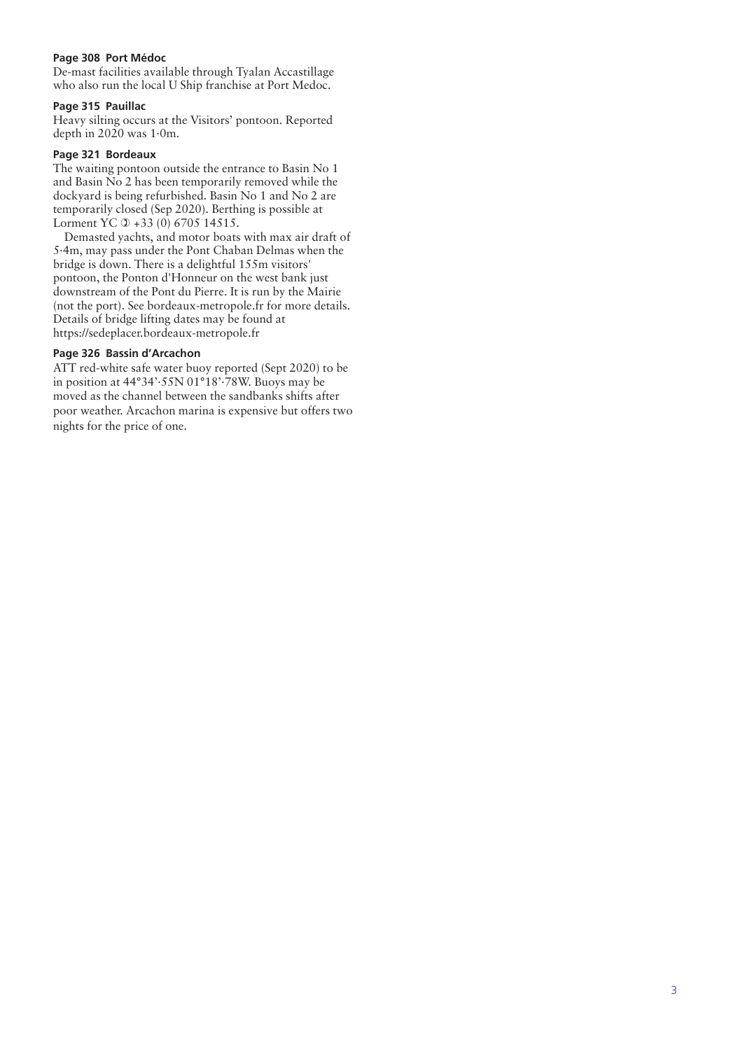**Page 308 Port Médoc**

De-mast facilities available through Tyalan Accastillage who also run the local U Ship franchise at Port Medoc.

**Page 315 Pauillac**

Heavy silting occurs at the Visitors' pontoon. Reported depth in 2020 was 1·0m.

**Page 321 Bordeaux**

The waiting pontoon outside the entrance to Basin No 1 and Basin No 2 has been temporarily removed while the dockyard is being refurbished. Basin No 1 and No 2 are temporarily closed (Sep 2020). Berthing is possible at Lorment YC ✆ +33 (0) 6705 14515.

Demasted yachts, and motor boats with max air draft of 5·4m, may pass under the Pont Chaban Delmas when the bridge is down. There is a delightful 155m visitors' pontoon, the Ponton d'Honneur on the west bank just downstream of the Pont du Pierre. It is run by the Mairie (not the port). See bordeaux-metropole.fr for more details. Details of bridge lifting dates may be found at https://sedeplacer.bordeaux-metropole.fr

**Page 326 Bassin d'Arcachon**

ATT red-white safe water buoy reported (Sept 2020) to be in position at 44°34'·55N 01°18'·78W. Buoys may be moved as the channel between the sandbanks shifts after poor weather. Arcachon marina is expensive but offers two nights for the price of one.